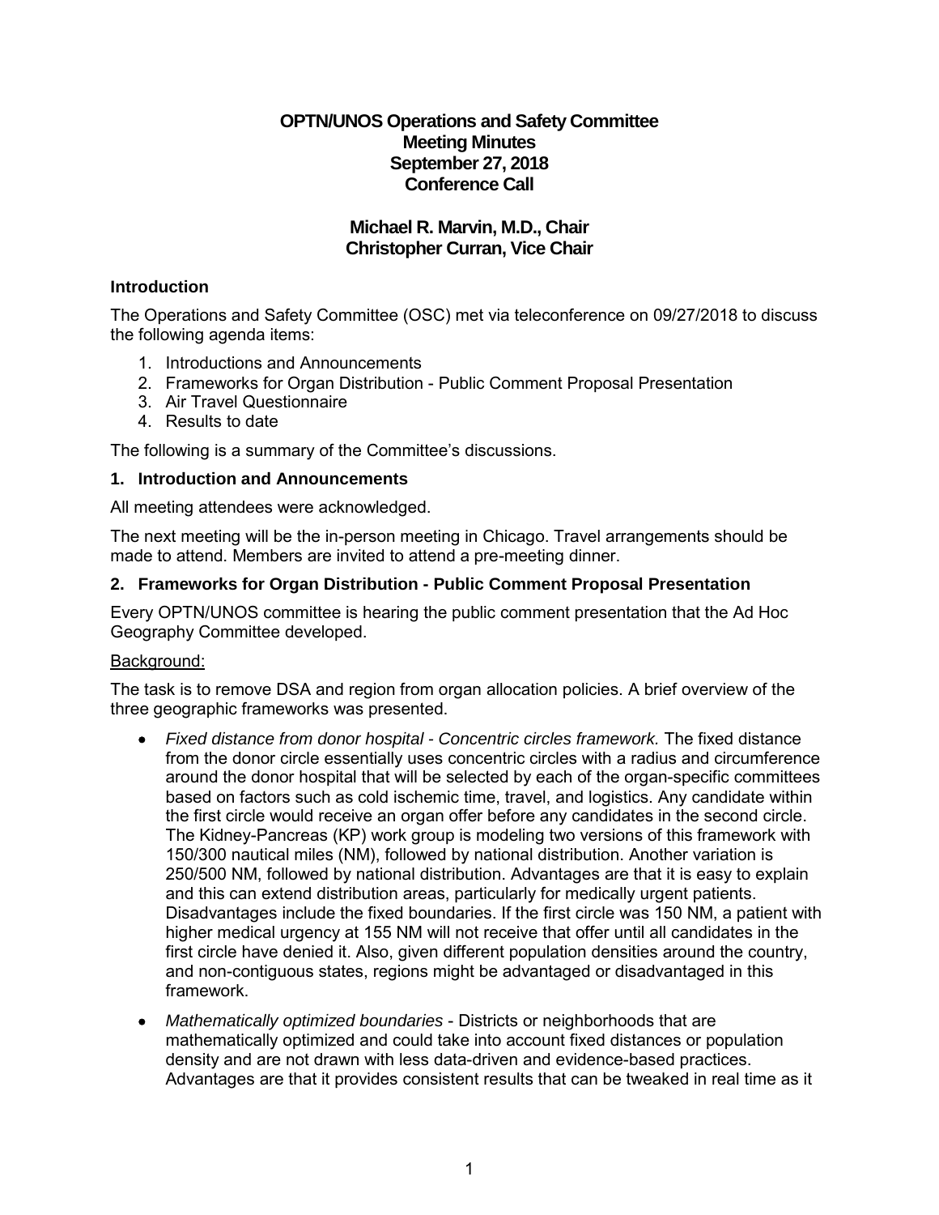# OPTN/UNOS Operations and Safety Committee
# Meeting Minutes
# September 27, 2018
# Conference Call

## Michael R. Marvin, M.D., Chair
## Christopher Curran, Vice Chair

### Introduction

The Operations and Safety Committee (OSC) met via teleconference on 09/27/2018 to discuss the following agenda items:

1. Introductions and Announcements
2. Frameworks for Organ Distribution - Public Comment Proposal Presentation
3. Air Travel Questionnaire
4. Results to date

The following is a summary of the Committee's discussions.

### 1. Introduction and Announcements

All meeting attendees were acknowledged.

The next meeting will be the in-person meeting in Chicago. Travel arrangements should be made to attend. Members are invited to attend a pre-meeting dinner.

### 2. Frameworks for Organ Distribution - Public Comment Proposal Presentation

Every OPTN/UNOS committee is hearing the public comment presentation that the Ad Hoc Geography Committee developed.

Background:

The task is to remove DSA and region from organ allocation policies. A brief overview of the three geographic frameworks was presented.

- *Fixed distance from donor hospital - Concentric circles framework.* The fixed distance from the donor circle essentially uses concentric circles with a radius and circumference around the donor hospital that will be selected by each of the organ-specific committees based on factors such as cold ischemic time, travel, and logistics. Any candidate within the first circle would receive an organ offer before any candidates in the second circle. The Kidney-Pancreas (KP) work group is modeling two versions of this framework with 150/300 nautical miles (NM), followed by national distribution. Another variation is 250/500 NM, followed by national distribution. Advantages are that it is easy to explain and this can extend distribution areas, particularly for medically urgent patients. Disadvantages include the fixed boundaries. If the first circle was 150 NM, a patient with higher medical urgency at 155 NM will not receive that offer until all candidates in the first circle have denied it. Also, given different population densities around the country, and non-contiguous states, regions might be advantaged or disadvantaged in this framework.
- *Mathematically optimized boundaries* - Districts or neighborhoods that are mathematically optimized and could take into account fixed distances or population density and are not drawn with less data-driven and evidence-based practices. Advantages are that it provides consistent results that can be tweaked in real time as it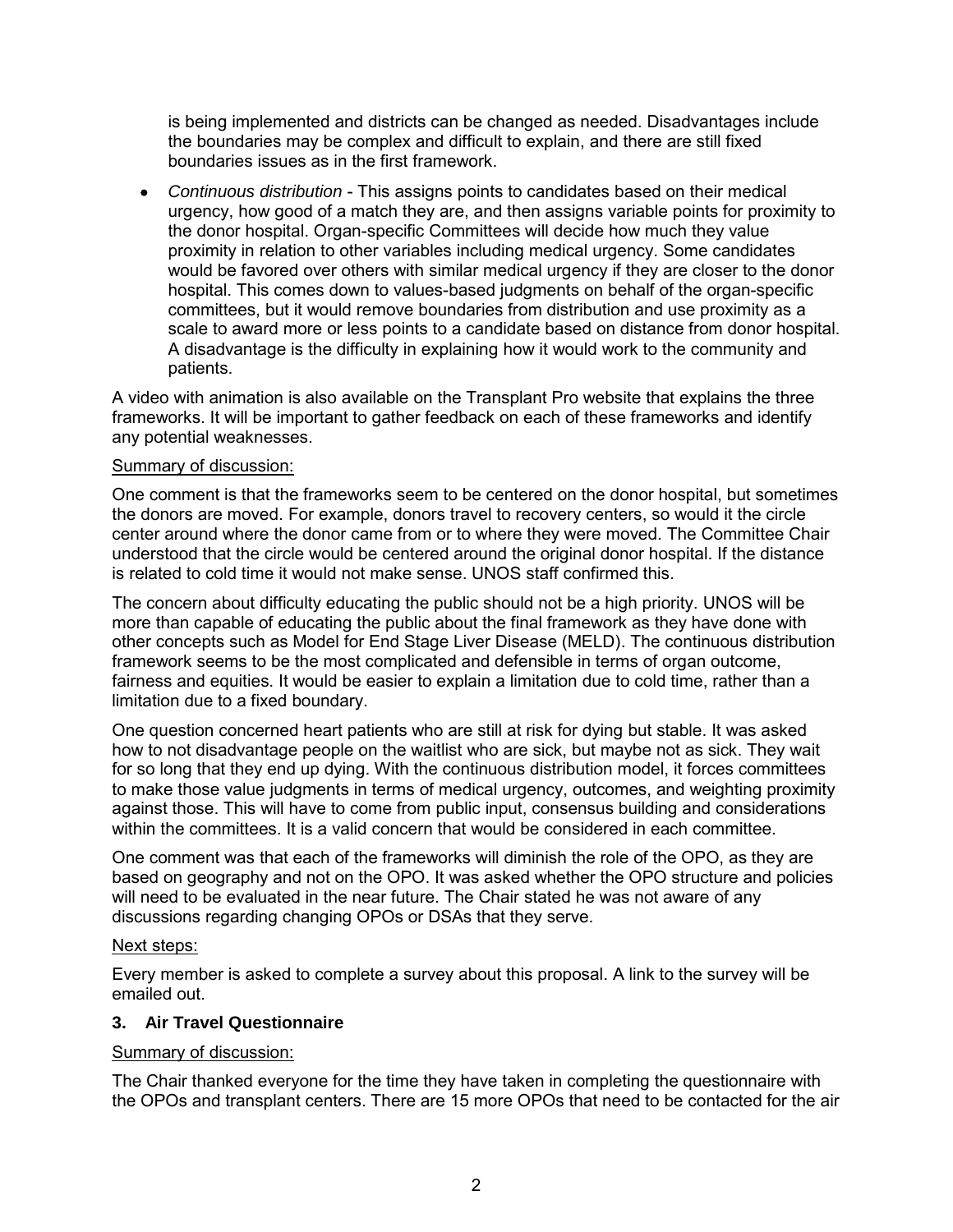is being implemented and districts can be changed as needed. Disadvantages include the boundaries may be complex and difficult to explain, and there are still fixed boundaries issues as in the first framework.

- *Continuous distribution* - This assigns points to candidates based on their medical urgency, how good of a match they are, and then assigns variable points for proximity to the donor hospital. Organ-specific Committees will decide how much they value proximity in relation to other variables including medical urgency. Some candidates would be favored over others with similar medical urgency if they are closer to the donor hospital. This comes down to values-based judgments on behalf of the organ-specific committees, but it would remove boundaries from distribution and use proximity as a scale to award more or less points to a candidate based on distance from donor hospital. A disadvantage is the difficulty in explaining how it would work to the community and patients.

A video with animation is also available on the Transplant Pro website that explains the three frameworks. It will be important to gather feedback on each of these frameworks and identify any potential weaknesses.

Summary of discussion:

One comment is that the frameworks seem to be centered on the donor hospital, but sometimes the donors are moved. For example, donors travel to recovery centers, so would it the circle center around where the donor came from or to where they were moved. The Committee Chair understood that the circle would be centered around the original donor hospital. If the distance is related to cold time it would not make sense. UNOS staff confirmed this.

The concern about difficulty educating the public should not be a high priority. UNOS will be more than capable of educating the public about the final framework as they have done with other concepts such as Model for End Stage Liver Disease (MELD). The continuous distribution framework seems to be the most complicated and defensible in terms of organ outcome, fairness and equities. It would be easier to explain a limitation due to cold time, rather than a limitation due to a fixed boundary.

One question concerned heart patients who are still at risk for dying but stable. It was asked how to not disadvantage people on the waitlist who are sick, but maybe not as sick. They wait for so long that they end up dying. With the continuous distribution model, it forces committees to make those value judgments in terms of medical urgency, outcomes, and weighting proximity against those. This will have to come from public input, consensus building and considerations within the committees. It is a valid concern that would be considered in each committee.

One comment was that each of the frameworks will diminish the role of the OPO, as they are based on geography and not on the OPO. It was asked whether the OPO structure and policies will need to be evaluated in the near future. The Chair stated he was not aware of any discussions regarding changing OPOs or DSAs that they serve.

Next steps:

Every member is asked to complete a survey about this proposal. A link to the survey will be emailed out.

### 3. Air Travel Questionnaire

Summary of discussion:

The Chair thanked everyone for the time they have taken in completing the questionnaire with the OPOs and transplant centers. There are 15 more OPOs that need to be contacted for the air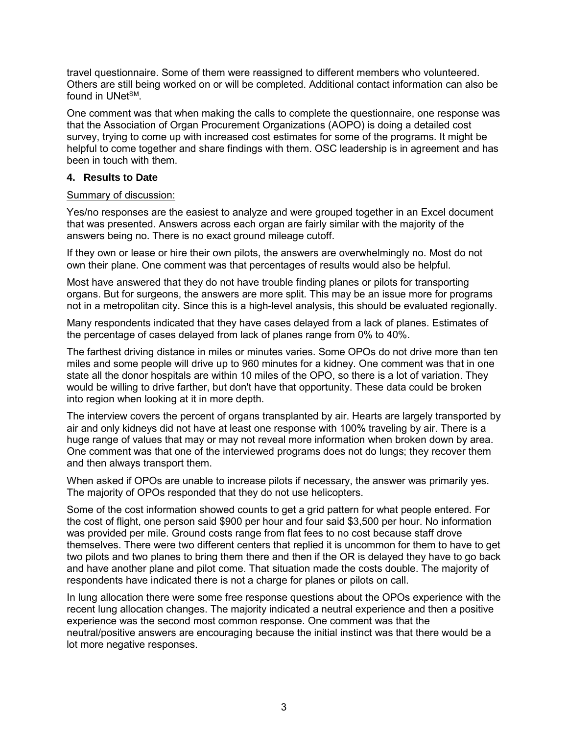travel questionnaire. Some of them were reassigned to different members who volunteered. Others are still being worked on or will be completed. Additional contact information can also be found in UNet℠.

One comment was that when making the calls to complete the questionnaire, one response was that the Association of Organ Procurement Organizations (AOPO) is doing a detailed cost survey, trying to come up with increased cost estimates for some of the programs. It might be helpful to come together and share findings with them. OSC leadership is in agreement and has been in touch with them.

**4. Results to Date**

Summary of discussion:

Yes/no responses are the easiest to analyze and were grouped together in an Excel document that was presented. Answers across each organ are fairly similar with the majority of the answers being no. There is no exact ground mileage cutoff.

If they own or lease or hire their own pilots, the answers are overwhelmingly no. Most do not own their plane. One comment was that percentages of results would also be helpful.

Most have answered that they do not have trouble finding planes or pilots for transporting organs. But for surgeons, the answers are more split. This may be an issue more for programs not in a metropolitan city. Since this is a high-level analysis, this should be evaluated regionally.

Many respondents indicated that they have cases delayed from a lack of planes. Estimates of the percentage of cases delayed from lack of planes range from 0% to 40%.

The farthest driving distance in miles or minutes varies. Some OPOs do not drive more than ten miles and some people will drive up to 960 minutes for a kidney. One comment was that in one state all the donor hospitals are within 10 miles of the OPO, so there is a lot of variation. They would be willing to drive farther, but don't have that opportunity. These data could be broken into region when looking at it in more depth.

The interview covers the percent of organs transplanted by air. Hearts are largely transported by air and only kidneys did not have at least one response with 100% traveling by air. There is a huge range of values that may or may not reveal more information when broken down by area. One comment was that one of the interviewed programs does not do lungs; they recover them and then always transport them.

When asked if OPOs are unable to increase pilots if necessary, the answer was primarily yes. The majority of OPOs responded that they do not use helicopters.

Some of the cost information showed counts to get a grid pattern for what people entered. For the cost of flight, one person said $900 per hour and four said $3,500 per hour. No information was provided per mile. Ground costs range from flat fees to no cost because staff drove themselves. There were two different centers that replied it is uncommon for them to have to get two pilots and two planes to bring them there and then if the OR is delayed they have to go back and have another plane and pilot come. That situation made the costs double. The majority of respondents have indicated there is not a charge for planes or pilots on call.

In lung allocation there were some free response questions about the OPOs experience with the recent lung allocation changes. The majority indicated a neutral experience and then a positive experience was the second most common response. One comment was that the neutral/positive answers are encouraging because the initial instinct was that there would be a lot more negative responses.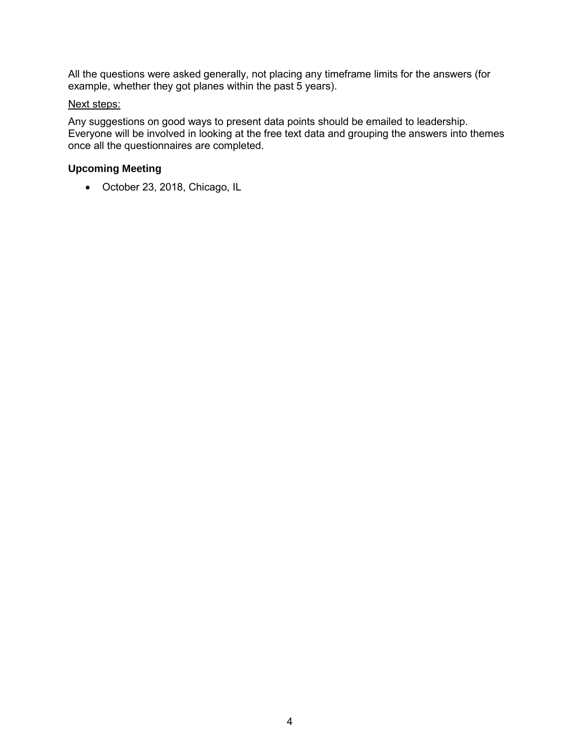All the questions were asked generally, not placing any timeframe limits for the answers (for example, whether they got planes within the past 5 years).

<u>Next steps:</u>

Any suggestions on good ways to present data points should be emailed to leadership. Everyone will be involved in looking at the free text data and grouping the answers into themes once all the questionnaires are completed.

**Upcoming Meeting**

- October 23, 2018, Chicago, IL